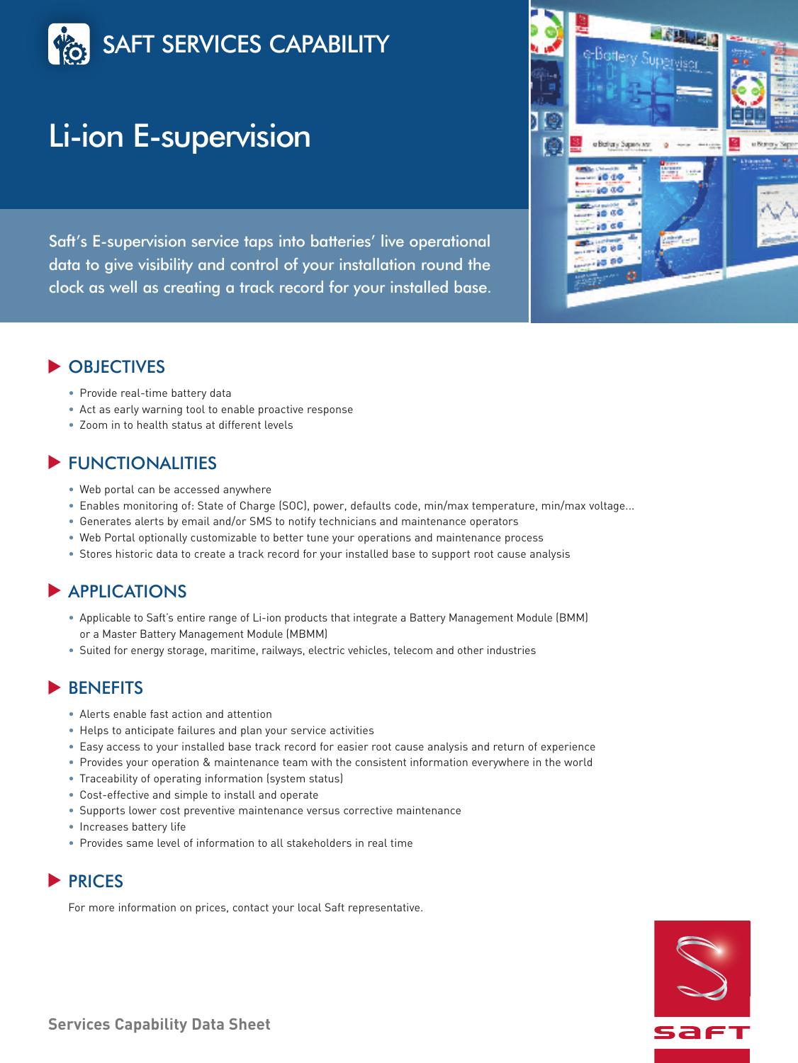# SAFT SERVICES CAPABILITY

## Li-ion E-supervision

Saft's E-supervision service taps into batteries' live operational data to give visibility and control of your installation round the clock as well as creating a track record for your installed base.

### OBJECTIVES

- Provide real-time battery data
- Act as early warning tool to enable proactive response
- Zoom in to health status at different levels

### FUNCTIONALITIES

- Web portal can be accessed anywhere
- Enables monitoring of: State of Charge (SOC), power, defaults code, min/max temperature, min/max voltage…
- Generates alerts by email and/or SMS to notify technicians and maintenance operators
- Web Portal optionally customizable to better tune your operations and maintenance process
- Stores historic data to create a track record for your installed base to support root cause analysis

### APPLICATIONS

- Applicable to Saft's entire range of Li-ion products that integrate a Battery Management Module (BMM) or a Master Battery Management Module (MBMM)
- Suited for energy storage, maritime, railways, electric vehicles, telecom and other industries

### BENEFITS

- Alerts enable fast action and attention
- Helps to anticipate failures and plan your service activities
- Easy access to your installed base track record for easier root cause analysis and return of experience
- Provides your operation & maintenance team with the consistent information everywhere in the world
- Traceability of operating information (system status)
- Cost-effective and simple to install and operate
- Supports lower cost preventive maintenance versus corrective maintenance
- Increases battery life
- Provides same level of information to all stakeholders in real time

### PRICES

For more information on prices, contact your local Saft representative.

**Services Capability Data Sheet**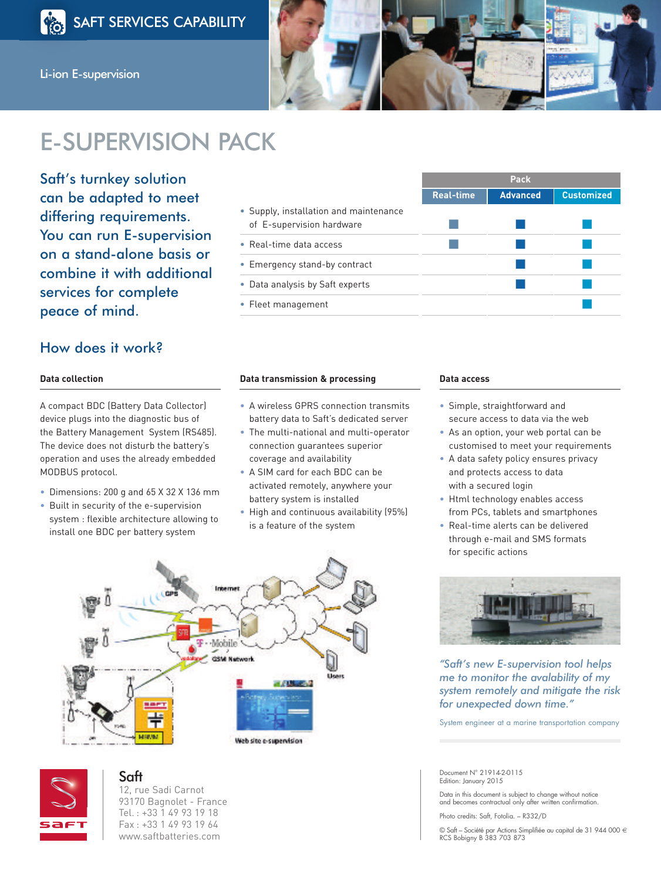# SAFT SERVICES CAPABILITY

Li-ion E-supervision

# E-SUPERVISION PACK

Saft's turnkey solution can be adapted to meet differing requirements. You can run E-supervision on a stand-alone basis or combine it with additional services for complete peace of mind.

| | Pack | | |
|---|---|---|---|
| | Real-time | Advanced | Customized |
| • Supply, installation and maintenance of E-supervision hardware | ■ | ■ | ■ |
| • Real-time data access | ■ | ■ | ■ |
| • Emergency stand-by contract | | ■ | ■ |
| • Data analysis by Saft experts | | ■ | ■ |
| • Fleet management | | | ■ |

## How does it work?

### Data collection

A compact BDC (Battery Data Collector) device plugs into the diagnostic bus of the Battery Management System (RS485). The device does not disturb the battery's operation and uses the already embedded MODBUS protocol.

- Dimensions: 200 g and 65 X 32 X 136 mm
- Built in security of the e-supervision system : flexible architecture allowing to install one BDC per battery system

### Data transmission & processing

- A wireless GPRS connection transmits battery data to Saft's dedicated server
- The multi-national and multi-operator connection guarantees superior coverage and availability
- A SIM card for each BDC can be activated remotely, anywhere your battery system is installed
- High and continuous availability (95%) is a feature of the system

### Data access

- Simple, straightforward and secure access to data via the web
- As an option, your web portal can be customised to meet your requirements
- A data safety policy ensures privacy and protects access to data with a secured login
- Html technology enables access from PCs, tablets and smartphones
- Real-time alerts can be delivered through e-mail and SMS formats for specific actions

GPS
Internet
T-Mobile
GSM Network
Users
Web site e-supervision

*"Saft's new E-supervision tool helps me to monitor the avalability of my system remotely and mitigate the risk for unexpected down time."*

System engineer at a marine transportation company

**Saft**
12, rue Sadi Carnot
93170 Bagnolet - France
Tel. : +33 1 49 93 19 18
Fax : +33 1 49 93 19 64
www.saftbatteries.com

Document N° 21914-2-0115
Edition: January 2015

Data in this document is subject to change without notice and becomes contractual only after written confirmation.

Photo credits: Saft, Fotolia. – R332/D

© Saft – Société par Actions Simplifiée au capital de 31 944 000 €
RCS Bobigny B 383 703 873